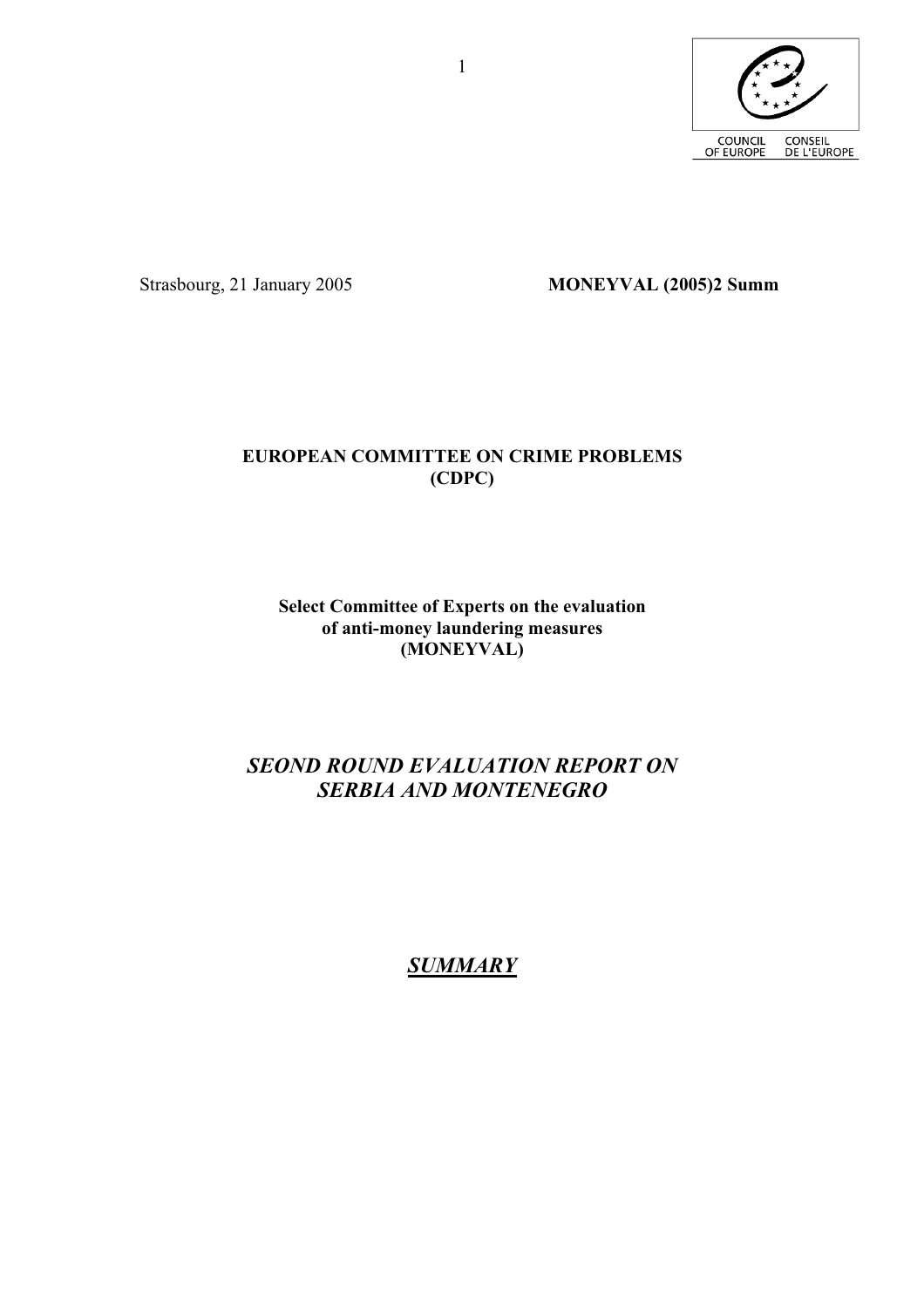Strasbourg, 21 January 2005 **MONEYVAL (2005)2 Summ**

**EUROPEAN COMMITTEE ON CRIME PROBLEMS (CDPC)**

**Select Committee of Experts on the evaluation of anti-money laundering measures (MONEYVAL)**

## *SEOND ROUND EVALUATION REPORT ON SERBIA AND MONTENEGRO*

## ***SUMMARY***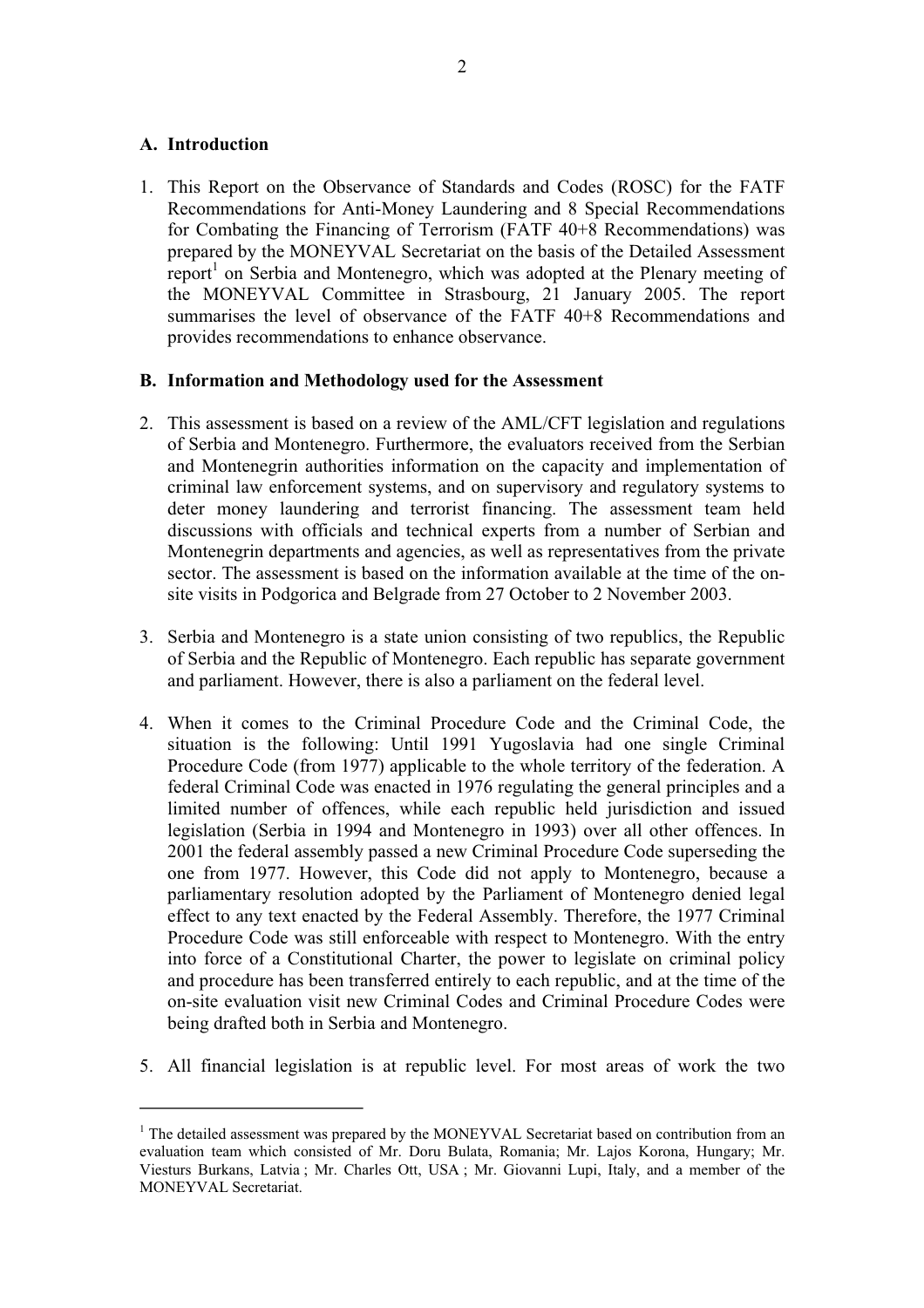## A. Introduction

1. This Report on the Observance of Standards and Codes (ROSC) for the FATF Recommendations for Anti-Money Laundering and 8 Special Recommendations for Combating the Financing of Terrorism (FATF 40+8 Recommendations) was prepared by the MONEYVAL Secretariat on the basis of the Detailed Assessment report[1] on Serbia and Montenegro, which was adopted at the Plenary meeting of the MONEYVAL Committee in Strasbourg, 21 January 2005. The report summarises the level of observance of the FATF 40+8 Recommendations and provides recommendations to enhance observance.

## B. Information and Methodology used for the Assessment

2. This assessment is based on a review of the AML/CFT legislation and regulations of Serbia and Montenegro. Furthermore, the evaluators received from the Serbian and Montenegrin authorities information on the capacity and implementation of criminal law enforcement systems, and on supervisory and regulatory systems to deter money laundering and terrorist financing. The assessment team held discussions with officials and technical experts from a number of Serbian and Montenegrin departments and agencies, as well as representatives from the private sector. The assessment is based on the information available at the time of the on-site visits in Podgorica and Belgrade from 27 October to 2 November 2003.

3. Serbia and Montenegro is a state union consisting of two republics, the Republic of Serbia and the Republic of Montenegro. Each republic has separate government and parliament. However, there is also a parliament on the federal level.

4. When it comes to the Criminal Procedure Code and the Criminal Code, the situation is the following: Until 1991 Yugoslavia had one single Criminal Procedure Code (from 1977) applicable to the whole territory of the federation. A federal Criminal Code was enacted in 1976 regulating the general principles and a limited number of offences, while each republic held jurisdiction and issued legislation (Serbia in 1994 and Montenegro in 1993) over all other offences. In 2001 the federal assembly passed a new Criminal Procedure Code superseding the one from 1977. However, this Code did not apply to Montenegro, because a parliamentary resolution adopted by the Parliament of Montenegro denied legal effect to any text enacted by the Federal Assembly. Therefore, the 1977 Criminal Procedure Code was still enforceable with respect to Montenegro. With the entry into force of a Constitutional Charter, the power to legislate on criminal policy and procedure has been transferred entirely to each republic, and at the time of the on-site evaluation visit new Criminal Codes and Criminal Procedure Codes were being drafted both in Serbia and Montenegro.

5. All financial legislation is at republic level. For most areas of work the two

[1] The detailed assessment was prepared by the MONEYVAL Secretariat based on contribution from an evaluation team which consisted of Mr. Doru Bulata, Romania; Mr. Lajos Korona, Hungary; Mr. Viesturs Burkans, Latvia ; Mr. Charles Ott, USA ; Mr. Giovanni Lupi, Italy, and a member of the MONEYVAL Secretariat.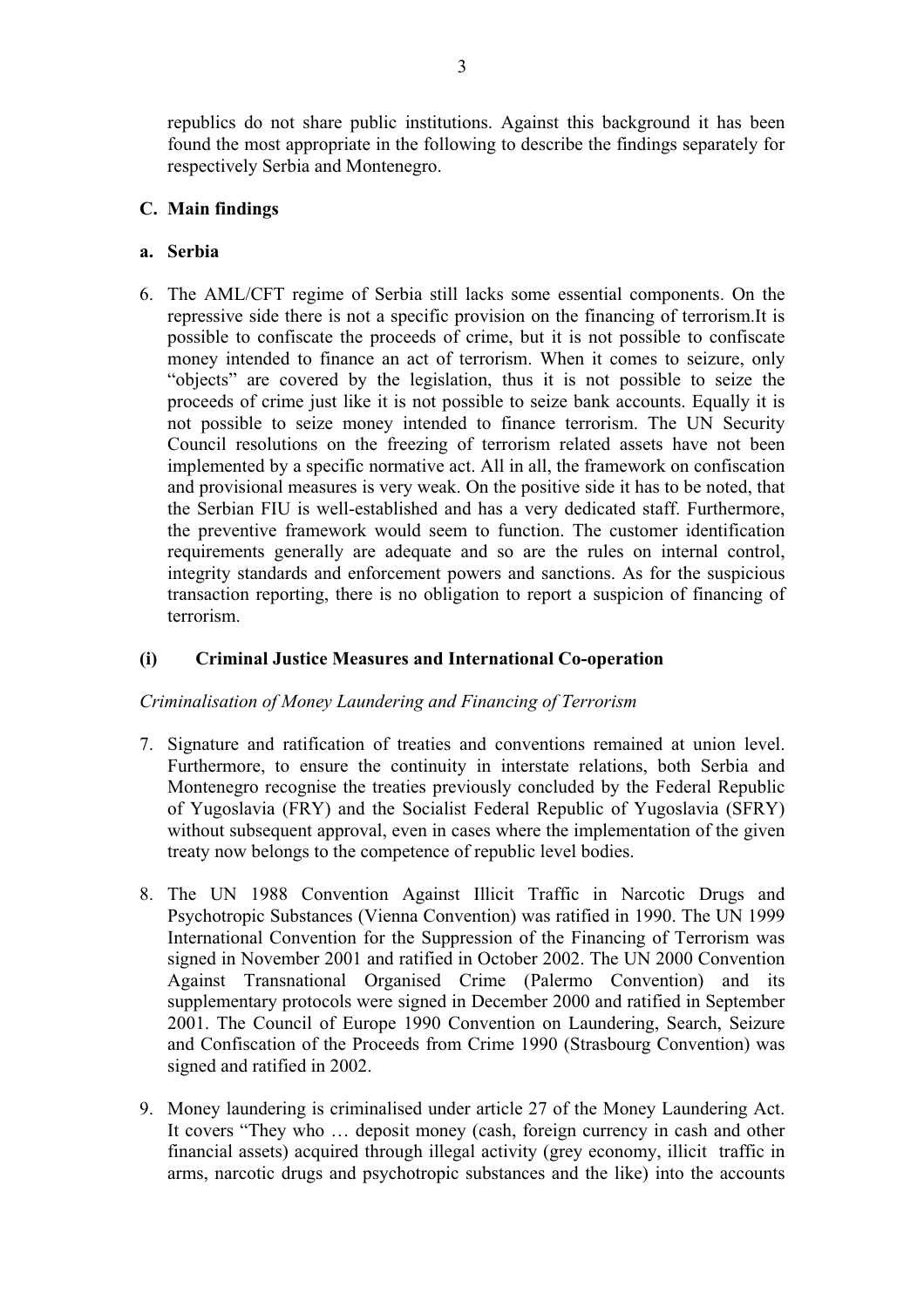republics do not share public institutions. Against this background it has been found the most appropriate in the following to describe the findings separately for respectively Serbia and Montenegro.

## C. Main findings

### a. Serbia

6. The AML/CFT regime of Serbia still lacks some essential components. On the repressive side there is not a specific provision on the financing of terrorism.It is possible to confiscate the proceeds of crime, but it is not possible to confiscate money intended to finance an act of terrorism. When it comes to seizure, only "objects" are covered by the legislation, thus it is not possible to seize the proceeds of crime just like it is not possible to seize bank accounts. Equally it is not possible to seize money intended to finance terrorism. The UN Security Council resolutions on the freezing of terrorism related assets have not been implemented by a specific normative act. All in all, the framework on confiscation and provisional measures is very weak. On the positive side it has to be noted, that the Serbian FIU is well-established and has a very dedicated staff. Furthermore, the preventive framework would seem to function. The customer identification requirements generally are adequate and so are the rules on internal control, integrity standards and enforcement powers and sanctions. As for the suspicious transaction reporting, there is no obligation to report a suspicion of financing of terrorism.

### (i) Criminal Justice Measures and International Co-operation

*Criminalisation of Money Laundering and Financing of Terrorism*

7. Signature and ratification of treaties and conventions remained at union level. Furthermore, to ensure the continuity in interstate relations, both Serbia and Montenegro recognise the treaties previously concluded by the Federal Republic of Yugoslavia (FRY) and the Socialist Federal Republic of Yugoslavia (SFRY) without subsequent approval, even in cases where the implementation of the given treaty now belongs to the competence of republic level bodies.

8. The UN 1988 Convention Against Illicit Traffic in Narcotic Drugs and Psychotropic Substances (Vienna Convention) was ratified in 1990. The UN 1999 International Convention for the Suppression of the Financing of Terrorism was signed in November 2001 and ratified in October 2002. The UN 2000 Convention Against Transnational Organised Crime (Palermo Convention) and its supplementary protocols were signed in December 2000 and ratified in September 2001. The Council of Europe 1990 Convention on Laundering, Search, Seizure and Confiscation of the Proceeds from Crime 1990 (Strasbourg Convention) was signed and ratified in 2002.

9. Money laundering is criminalised under article 27 of the Money Laundering Act. It covers "They who … deposit money (cash, foreign currency in cash and other financial assets) acquired through illegal activity (grey economy, illicit traffic in arms, narcotic drugs and psychotropic substances and the like) into the accounts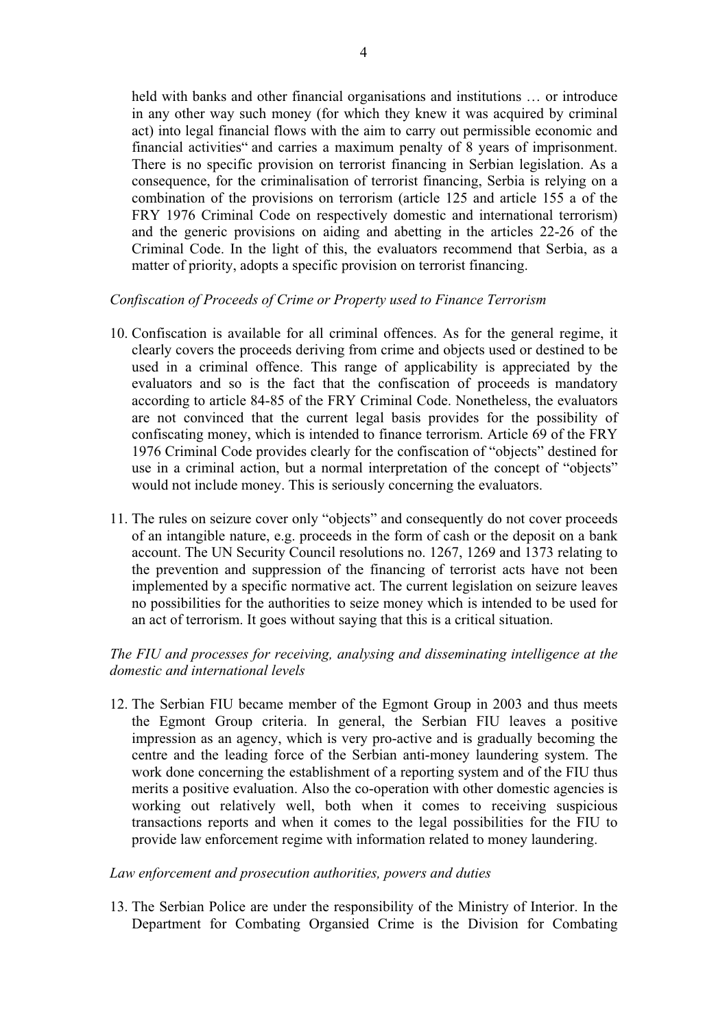held with banks and other financial organisations and institutions … or introduce in any other way such money (for which they knew it was acquired by criminal act) into legal financial flows with the aim to carry out permissible economic and financial activities" and carries a maximum penalty of 8 years of imprisonment. There is no specific provision on terrorist financing in Serbian legislation. As a consequence, for the criminalisation of terrorist financing, Serbia is relying on a combination of the provisions on terrorism (article 125 and article 155 a of the FRY 1976 Criminal Code on respectively domestic and international terrorism) and the generic provisions on aiding and abetting in the articles 22-26 of the Criminal Code. In the light of this, the evaluators recommend that Serbia, as a matter of priority, adopts a specific provision on terrorist financing.

*Confiscation of Proceeds of Crime or Property used to Finance Terrorism*

10. Confiscation is available for all criminal offences. As for the general regime, it clearly covers the proceeds deriving from crime and objects used or destined to be used in a criminal offence. This range of applicability is appreciated by the evaluators and so is the fact that the confiscation of proceeds is mandatory according to article 84-85 of the FRY Criminal Code. Nonetheless, the evaluators are not convinced that the current legal basis provides for the possibility of confiscating money, which is intended to finance terrorism. Article 69 of the FRY 1976 Criminal Code provides clearly for the confiscation of "objects" destined for use in a criminal action, but a normal interpretation of the concept of "objects" would not include money. This is seriously concerning the evaluators.

11. The rules on seizure cover only "objects" and consequently do not cover proceeds of an intangible nature, e.g. proceeds in the form of cash or the deposit on a bank account. The UN Security Council resolutions no. 1267, 1269 and 1373 relating to the prevention and suppression of the financing of terrorist acts have not been implemented by a specific normative act. The current legislation on seizure leaves no possibilities for the authorities to seize money which is intended to be used for an act of terrorism. It goes without saying that this is a critical situation.

*The FIU and processes for receiving, analysing and disseminating intelligence at the domestic and international levels*

12. The Serbian FIU became member of the Egmont Group in 2003 and thus meets the Egmont Group criteria. In general, the Serbian FIU leaves a positive impression as an agency, which is very pro-active and is gradually becoming the centre and the leading force of the Serbian anti-money laundering system. The work done concerning the establishment of a reporting system and of the FIU thus merits a positive evaluation. Also the co-operation with other domestic agencies is working out relatively well, both when it comes to receiving suspicious transactions reports and when it comes to the legal possibilities for the FIU to provide law enforcement regime with information related to money laundering.

*Law enforcement and prosecution authorities, powers and duties*

13. The Serbian Police are under the responsibility of the Ministry of Interior. In the Department for Combating Organsied Crime is the Division for Combating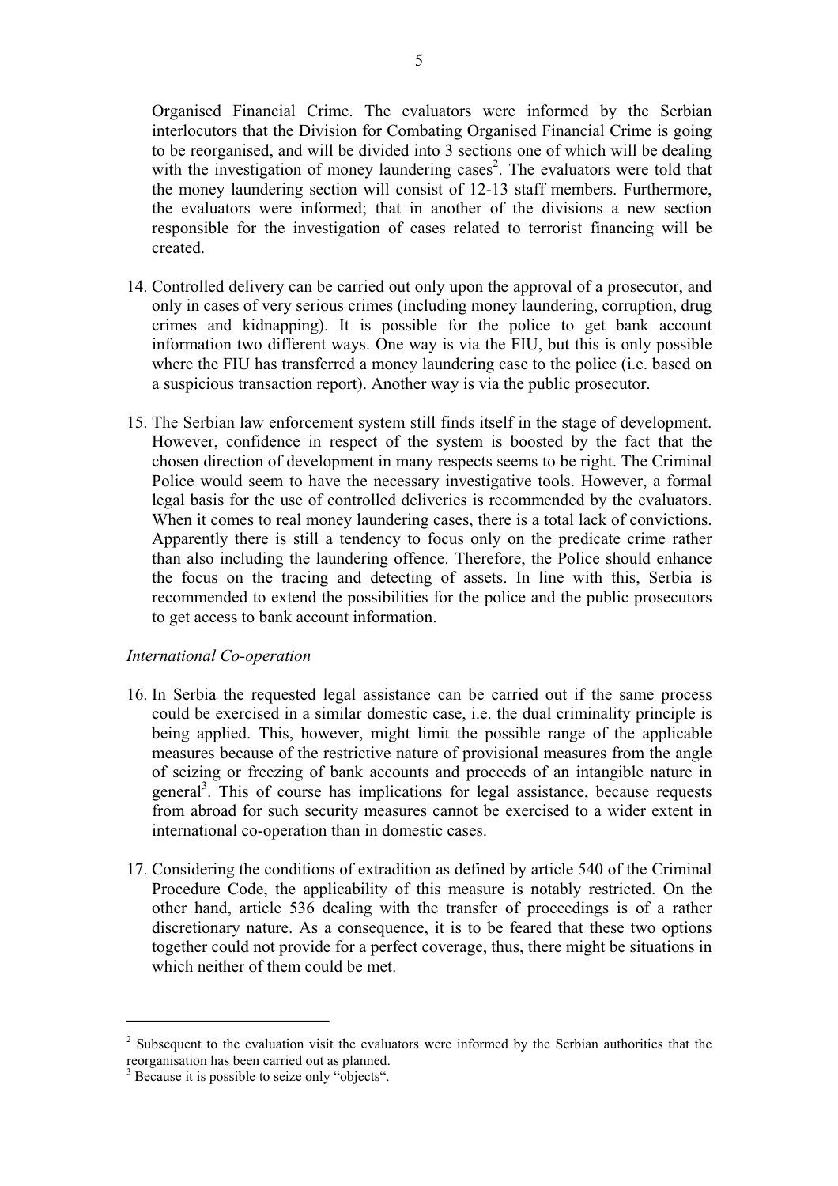Organised Financial Crime. The evaluators were informed by the Serbian interlocutors that the Division for Combating Organised Financial Crime is going to be reorganised, and will be divided into 3 sections one of which will be dealing with the investigation of money laundering cases[2]. The evaluators were told that the money laundering section will consist of 12-13 staff members. Furthermore, the evaluators were informed; that in another of the divisions a new section responsible for the investigation of cases related to terrorist financing will be created.

14. Controlled delivery can be carried out only upon the approval of a prosecutor, and only in cases of very serious crimes (including money laundering, corruption, drug crimes and kidnapping). It is possible for the police to get bank account information two different ways. One way is via the FIU, but this is only possible where the FIU has transferred a money laundering case to the police (i.e. based on a suspicious transaction report). Another way is via the public prosecutor.

15. The Serbian law enforcement system still finds itself in the stage of development. However, confidence in respect of the system is boosted by the fact that the chosen direction of development in many respects seems to be right. The Criminal Police would seem to have the necessary investigative tools. However, a formal legal basis for the use of controlled deliveries is recommended by the evaluators. When it comes to real money laundering cases, there is a total lack of convictions. Apparently there is still a tendency to focus only on the predicate crime rather than also including the laundering offence. Therefore, the Police should enhance the focus on the tracing and detecting of assets. In line with this, Serbia is recommended to extend the possibilities for the police and the public prosecutors to get access to bank account information.

*International Co-operation*

16. In Serbia the requested legal assistance can be carried out if the same process could be exercised in a similar domestic case, i.e. the dual criminality principle is being applied. This, however, might limit the possible range of the applicable measures because of the restrictive nature of provisional measures from the angle of seizing or freezing of bank accounts and proceeds of an intangible nature in general[3]. This of course has implications for legal assistance, because requests from abroad for such security measures cannot be exercised to a wider extent in international co-operation than in domestic cases.

17. Considering the conditions of extradition as defined by article 540 of the Criminal Procedure Code, the applicability of this measure is notably restricted. On the other hand, article 536 dealing with the transfer of proceedings is of a rather discretionary nature. As a consequence, it is to be feared that these two options together could not provide for a perfect coverage, thus, there might be situations in which neither of them could be met.

---

[2] Subsequent to the evaluation visit the evaluators were informed by the Serbian authorities that the reorganisation has been carried out as planned.

[3] Because it is possible to seize only "objects".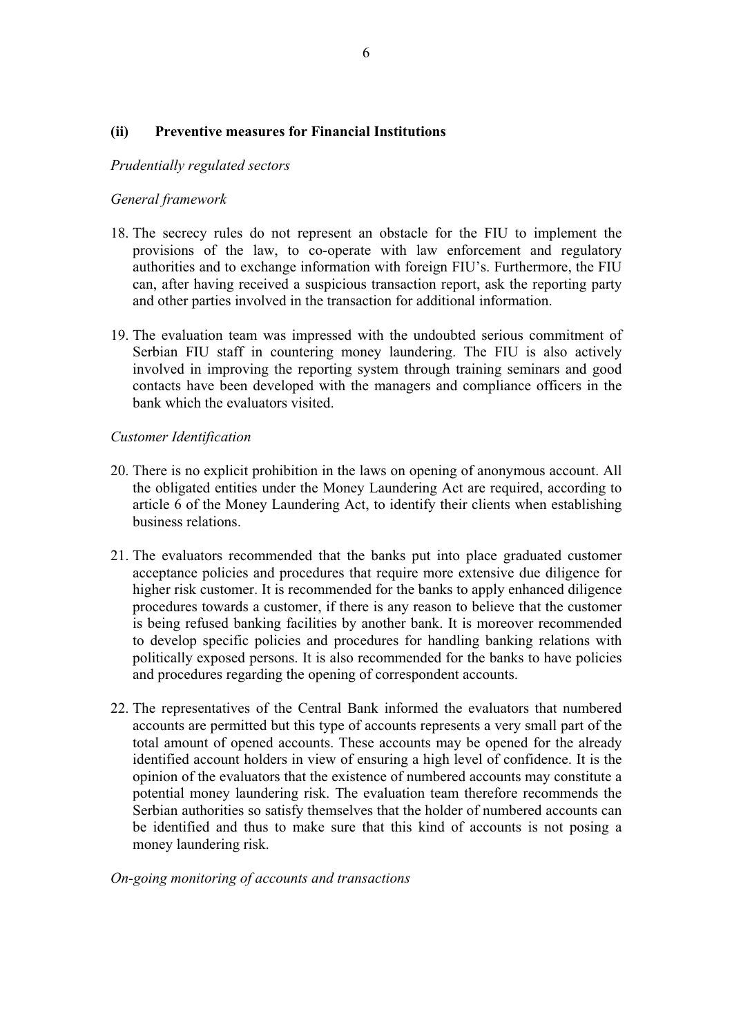### (ii) Preventive measures for Financial Institutions

*Prudentially regulated sectors*

*General framework*

18. The secrecy rules do not represent an obstacle for the FIU to implement the provisions of the law, to co-operate with law enforcement and regulatory authorities and to exchange information with foreign FIU's. Furthermore, the FIU can, after having received a suspicious transaction report, ask the reporting party and other parties involved in the transaction for additional information.

19. The evaluation team was impressed with the undoubted serious commitment of Serbian FIU staff in countering money laundering. The FIU is also actively involved in improving the reporting system through training seminars and good contacts have been developed with the managers and compliance officers in the bank which the evaluators visited.

*Customer Identification*

20. There is no explicit prohibition in the laws on opening of anonymous account. All the obligated entities under the Money Laundering Act are required, according to article 6 of the Money Laundering Act, to identify their clients when establishing business relations.

21. The evaluators recommended that the banks put into place graduated customer acceptance policies and procedures that require more extensive due diligence for higher risk customer. It is recommended for the banks to apply enhanced diligence procedures towards a customer, if there is any reason to believe that the customer is being refused banking facilities by another bank. It is moreover recommended to develop specific policies and procedures for handling banking relations with politically exposed persons. It is also recommended for the banks to have policies and procedures regarding the opening of correspondent accounts.

22. The representatives of the Central Bank informed the evaluators that numbered accounts are permitted but this type of accounts represents a very small part of the total amount of opened accounts. These accounts may be opened for the already identified account holders in view of ensuring a high level of confidence. It is the opinion of the evaluators that the existence of numbered accounts may constitute a potential money laundering risk. The evaluation team therefore recommends the Serbian authorities so satisfy themselves that the holder of numbered accounts can be identified and thus to make sure that this kind of accounts is not posing a money laundering risk.

*On-going monitoring of accounts and transactions*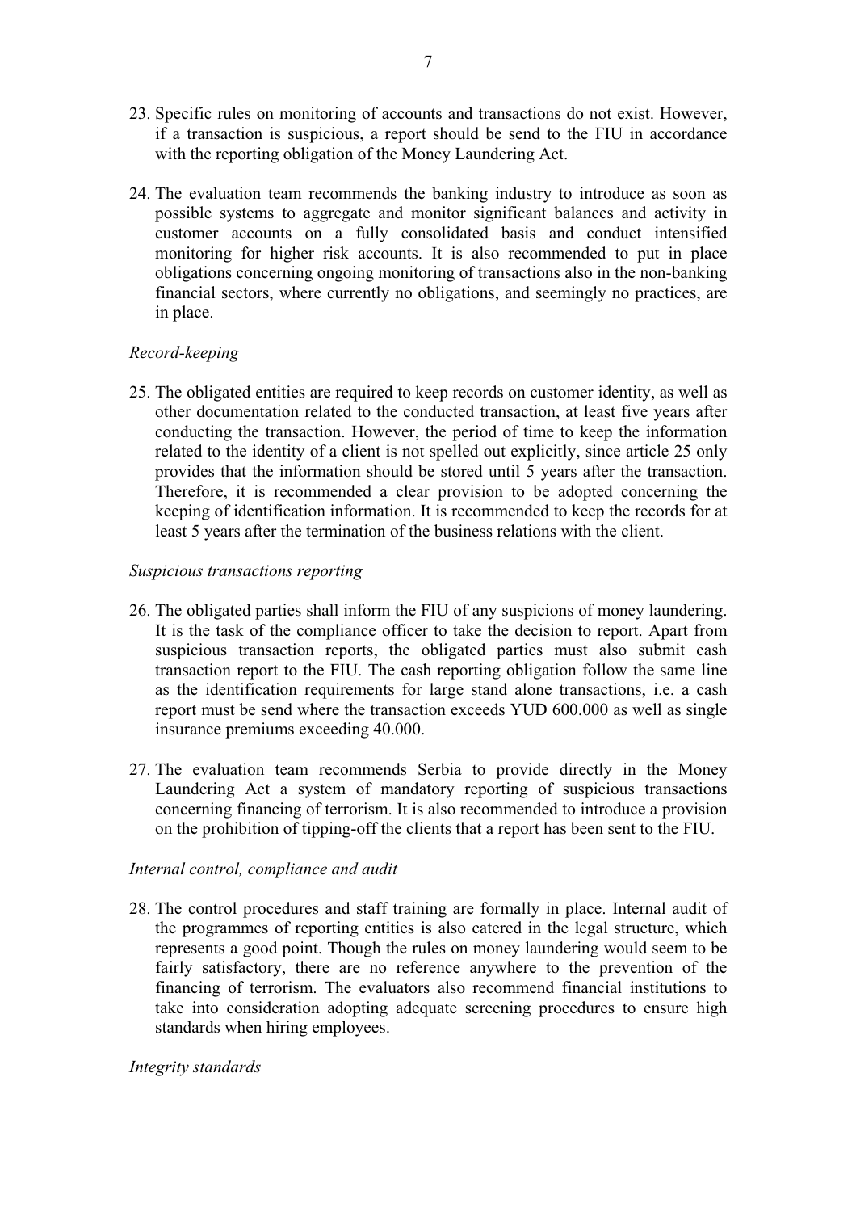23. Specific rules on monitoring of accounts and transactions do not exist. However, if a transaction is suspicious, a report should be send to the FIU in accordance with the reporting obligation of the Money Laundering Act.

24. The evaluation team recommends the banking industry to introduce as soon as possible systems to aggregate and monitor significant balances and activity in customer accounts on a fully consolidated basis and conduct intensified monitoring for higher risk accounts. It is also recommended to put in place obligations concerning ongoing monitoring of transactions also in the non-banking financial sectors, where currently no obligations, and seemingly no practices, are in place.

*Record-keeping*

25. The obligated entities are required to keep records on customer identity, as well as other documentation related to the conducted transaction, at least five years after conducting the transaction. However, the period of time to keep the information related to the identity of a client is not spelled out explicitly, since article 25 only provides that the information should be stored until 5 years after the transaction. Therefore, it is recommended a clear provision to be adopted concerning the keeping of identification information. It is recommended to keep the records for at least 5 years after the termination of the business relations with the client.

*Suspicious transactions reporting*

26. The obligated parties shall inform the FIU of any suspicions of money laundering. It is the task of the compliance officer to take the decision to report. Apart from suspicious transaction reports, the obligated parties must also submit cash transaction report to the FIU. The cash reporting obligation follow the same line as the identification requirements for large stand alone transactions, i.e. a cash report must be send where the transaction exceeds YUD 600.000 as well as single insurance premiums exceeding 40.000.

27. The evaluation team recommends Serbia to provide directly in the Money Laundering Act a system of mandatory reporting of suspicious transactions concerning financing of terrorism. It is also recommended to introduce a provision on the prohibition of tipping-off the clients that a report has been sent to the FIU.

*Internal control, compliance and audit*

28. The control procedures and staff training are formally in place. Internal audit of the programmes of reporting entities is also catered in the legal structure, which represents a good point. Though the rules on money laundering would seem to be fairly satisfactory, there are no reference anywhere to the prevention of the financing of terrorism. The evaluators also recommend financial institutions to take into consideration adopting adequate screening procedures to ensure high standards when hiring employees.

*Integrity standards*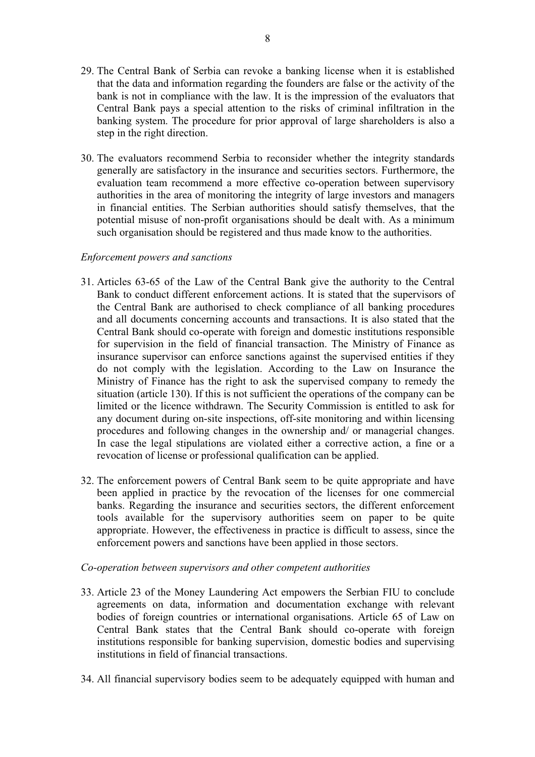29. The Central Bank of Serbia can revoke a banking license when it is established that the data and information regarding the founders are false or the activity of the bank is not in compliance with the law. It is the impression of the evaluators that Central Bank pays a special attention to the risks of criminal infiltration in the banking system. The procedure for prior approval of large shareholders is also a step in the right direction.

30. The evaluators recommend Serbia to reconsider whether the integrity standards generally are satisfactory in the insurance and securities sectors. Furthermore, the evaluation team recommend a more effective co-operation between supervisory authorities in the area of monitoring the integrity of large investors and managers in financial entities. The Serbian authorities should satisfy themselves, that the potential misuse of non-profit organisations should be dealt with. As a minimum such organisation should be registered and thus made know to the authorities.

*Enforcement powers and sanctions*

31. Articles 63-65 of the Law of the Central Bank give the authority to the Central Bank to conduct different enforcement actions. It is stated that the supervisors of the Central Bank are authorised to check compliance of all banking procedures and all documents concerning accounts and transactions. It is also stated that the Central Bank should co-operate with foreign and domestic institutions responsible for supervision in the field of financial transaction. The Ministry of Finance as insurance supervisor can enforce sanctions against the supervised entities if they do not comply with the legislation. According to the Law on Insurance the Ministry of Finance has the right to ask the supervised company to remedy the situation (article 130). If this is not sufficient the operations of the company can be limited or the licence withdrawn. The Security Commission is entitled to ask for any document during on-site inspections, off-site monitoring and within licensing procedures and following changes in the ownership and/ or managerial changes. In case the legal stipulations are violated either a corrective action, a fine or a revocation of license or professional qualification can be applied.

32. The enforcement powers of Central Bank seem to be quite appropriate and have been applied in practice by the revocation of the licenses for one commercial banks. Regarding the insurance and securities sectors, the different enforcement tools available for the supervisory authorities seem on paper to be quite appropriate. However, the effectiveness in practice is difficult to assess, since the enforcement powers and sanctions have been applied in those sectors.

*Co-operation between supervisors and other competent authorities*

33. Article 23 of the Money Laundering Act empowers the Serbian FIU to conclude agreements on data, information and documentation exchange with relevant bodies of foreign countries or international organisations. Article 65 of Law on Central Bank states that the Central Bank should co-operate with foreign institutions responsible for banking supervision, domestic bodies and supervising institutions in field of financial transactions.

34. All financial supervisory bodies seem to be adequately equipped with human and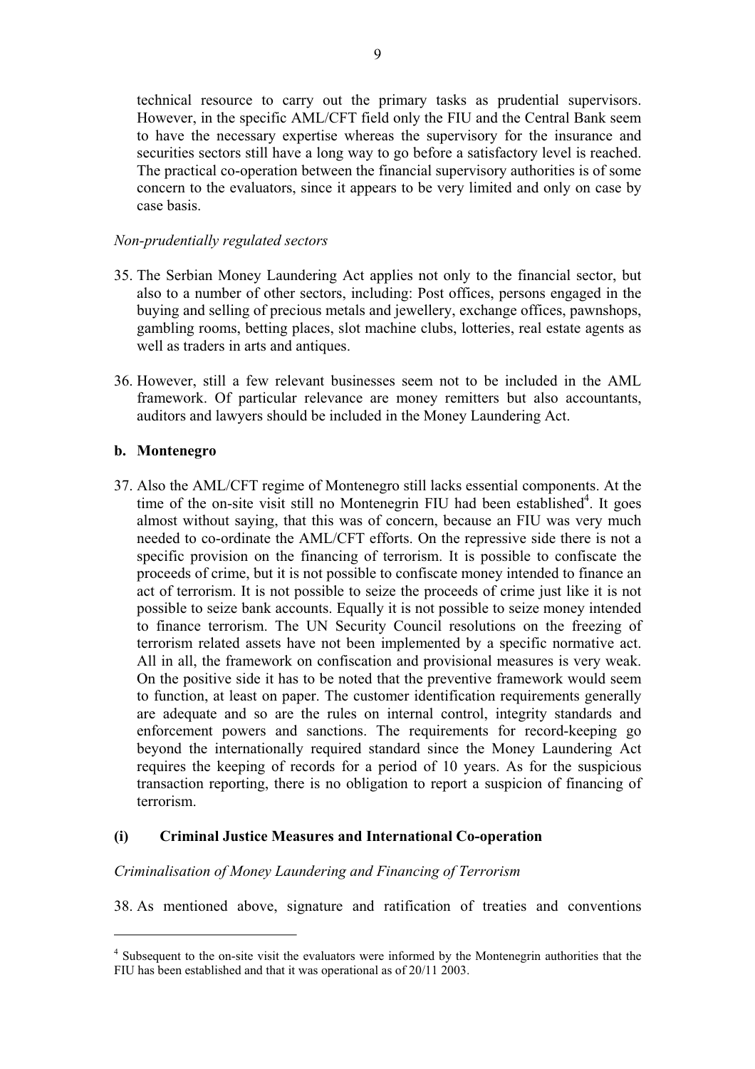technical resource to carry out the primary tasks as prudential supervisors. However, in the specific AML/CFT field only the FIU and the Central Bank seem to have the necessary expertise whereas the supervisory for the insurance and securities sectors still have a long way to go before a satisfactory level is reached. The practical co-operation between the financial supervisory authorities is of some concern to the evaluators, since it appears to be very limited and only on case by case basis.

*Non-prudentially regulated sectors*

35. The Serbian Money Laundering Act applies not only to the financial sector, but also to a number of other sectors, including: Post offices, persons engaged in the buying and selling of precious metals and jewellery, exchange offices, pawnshops, gambling rooms, betting places, slot machine clubs, lotteries, real estate agents as well as traders in arts and antiques.

36. However, still a few relevant businesses seem not to be included in the AML framework. Of particular relevance are money remitters but also accountants, auditors and lawyers should be included in the Money Laundering Act.

**b. Montenegro**

37. Also the AML/CFT regime of Montenegro still lacks essential components. At the time of the on-site visit still no Montenegrin FIU had been established[4]. It goes almost without saying, that this was of concern, because an FIU was very much needed to co-ordinate the AML/CFT efforts. On the repressive side there is not a specific provision on the financing of terrorism. It is possible to confiscate the proceeds of crime, but it is not possible to confiscate money intended to finance an act of terrorism. It is not possible to seize the proceeds of crime just like it is not possible to seize bank accounts. Equally it is not possible to seize money intended to finance terrorism. The UN Security Council resolutions on the freezing of terrorism related assets have not been implemented by a specific normative act. All in all, the framework on confiscation and provisional measures is very weak. On the positive side it has to be noted that the preventive framework would seem to function, at least on paper. The customer identification requirements generally are adequate and so are the rules on internal control, integrity standards and enforcement powers and sanctions. The requirements for record-keeping go beyond the internationally required standard since the Money Laundering Act requires the keeping of records for a period of 10 years. As for the suspicious transaction reporting, there is no obligation to report a suspicion of financing of terrorism.

**(i) Criminal Justice Measures and International Co-operation**

*Criminalisation of Money Laundering and Financing of Terrorism*

38. As mentioned above, signature and ratification of treaties and conventions

[4] Subsequent to the on-site visit the evaluators were informed by the Montenegrin authorities that the FIU has been established and that it was operational as of 20/11 2003.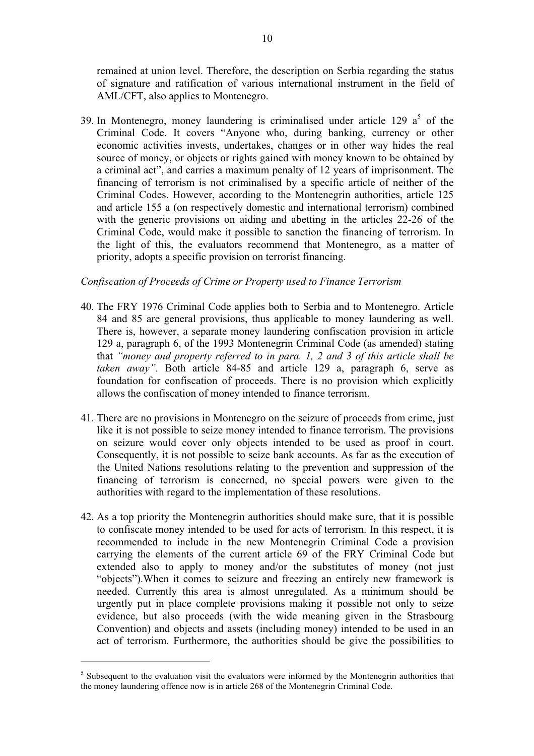remained at union level. Therefore, the description on Serbia regarding the status of signature and ratification of various international instrument in the field of AML/CFT, also applies to Montenegro.

39. In Montenegro, money laundering is criminalised under article 129 a[5] of the Criminal Code. It covers "Anyone who, during banking, currency or other economic activities invests, undertakes, changes or in other way hides the real source of money, or objects or rights gained with money known to be obtained by a criminal act", and carries a maximum penalty of 12 years of imprisonment. The financing of terrorism is not criminalised by a specific article of neither of the Criminal Codes. However, according to the Montenegrin authorities, article 125 and article 155 a (on respectively domestic and international terrorism) combined with the generic provisions on aiding and abetting in the articles 22-26 of the Criminal Code, would make it possible to sanction the financing of terrorism. In the light of this, the evaluators recommend that Montenegro, as a matter of priority, adopts a specific provision on terrorist financing.

*Confiscation of Proceeds of Crime or Property used to Finance Terrorism*

40. The FRY 1976 Criminal Code applies both to Serbia and to Montenegro. Article 84 and 85 are general provisions, thus applicable to money laundering as well. There is, however, a separate money laundering confiscation provision in article 129 a, paragraph 6, of the 1993 Montenegrin Criminal Code (as amended) stating that *"money and property referred to in para. 1, 2 and 3 of this article shall be taken away"*. Both article 84-85 and article 129 a, paragraph 6, serve as foundation for confiscation of proceeds. There is no provision which explicitly allows the confiscation of money intended to finance terrorism.

41. There are no provisions in Montenegro on the seizure of proceeds from crime, just like it is not possible to seize money intended to finance terrorism. The provisions on seizure would cover only objects intended to be used as proof in court. Consequently, it is not possible to seize bank accounts. As far as the execution of the United Nations resolutions relating to the prevention and suppression of the financing of terrorism is concerned, no special powers were given to the authorities with regard to the implementation of these resolutions.

42. As a top priority the Montenegrin authorities should make sure, that it is possible to confiscate money intended to be used for acts of terrorism. In this respect, it is recommended to include in the new Montenegrin Criminal Code a provision carrying the elements of the current article 69 of the FRY Criminal Code but extended also to apply to money and/or the substitutes of money (not just "objects").When it comes to seizure and freezing an entirely new framework is needed. Currently this area is almost unregulated. As a minimum should be urgently put in place complete provisions making it possible not only to seize evidence, but also proceeds (with the wide meaning given in the Strasbourg Convention) and objects and assets (including money) intended to be used in an act of terrorism. Furthermore, the authorities should be give the possibilities to

[5] Subsequent to the evaluation visit the evaluators were informed by the Montenegrin authorities that the money laundering offence now is in article 268 of the Montenegrin Criminal Code.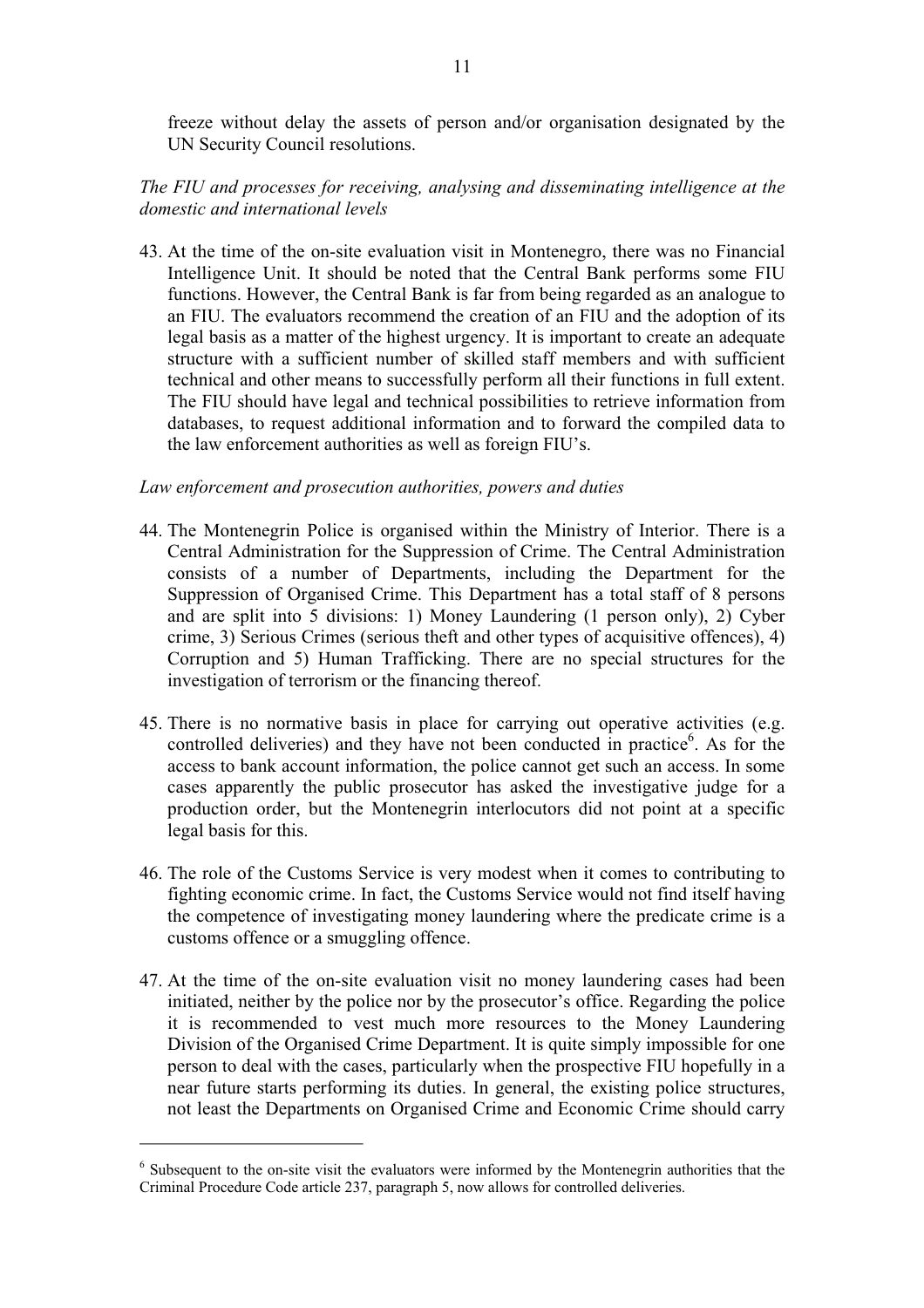freeze without delay the assets of person and/or organisation designated by the UN Security Council resolutions.

*The FIU and processes for receiving, analysing and disseminating intelligence at the domestic and international levels*

43. At the time of the on-site evaluation visit in Montenegro, there was no Financial Intelligence Unit. It should be noted that the Central Bank performs some FIU functions. However, the Central Bank is far from being regarded as an analogue to an FIU. The evaluators recommend the creation of an FIU and the adoption of its legal basis as a matter of the highest urgency. It is important to create an adequate structure with a sufficient number of skilled staff members and with sufficient technical and other means to successfully perform all their functions in full extent. The FIU should have legal and technical possibilities to retrieve information from databases, to request additional information and to forward the compiled data to the law enforcement authorities as well as foreign FIU's.

*Law enforcement and prosecution authorities, powers and duties*

44. The Montenegrin Police is organised within the Ministry of Interior. There is a Central Administration for the Suppression of Crime. The Central Administration consists of a number of Departments, including the Department for the Suppression of Organised Crime. This Department has a total staff of 8 persons and are split into 5 divisions: 1) Money Laundering (1 person only), 2) Cyber crime, 3) Serious Crimes (serious theft and other types of acquisitive offences), 4) Corruption and 5) Human Trafficking. There are no special structures for the investigation of terrorism or the financing thereof.

45. There is no normative basis in place for carrying out operative activities (e.g. controlled deliveries) and they have not been conducted in practice[6]. As for the access to bank account information, the police cannot get such an access. In some cases apparently the public prosecutor has asked the investigative judge for a production order, but the Montenegrin interlocutors did not point at a specific legal basis for this.

46. The role of the Customs Service is very modest when it comes to contributing to fighting economic crime. In fact, the Customs Service would not find itself having the competence of investigating money laundering where the predicate crime is a customs offence or a smuggling offence.

47. At the time of the on-site evaluation visit no money laundering cases had been initiated, neither by the police nor by the prosecutor's office. Regarding the police it is recommended to vest much more resources to the Money Laundering Division of the Organised Crime Department. It is quite simply impossible for one person to deal with the cases, particularly when the prospective FIU hopefully in a near future starts performing its duties. In general, the existing police structures, not least the Departments on Organised Crime and Economic Crime should carry

---

[6] Subsequent to the on-site visit the evaluators were informed by the Montenegrin authorities that the Criminal Procedure Code article 237, paragraph 5, now allows for controlled deliveries.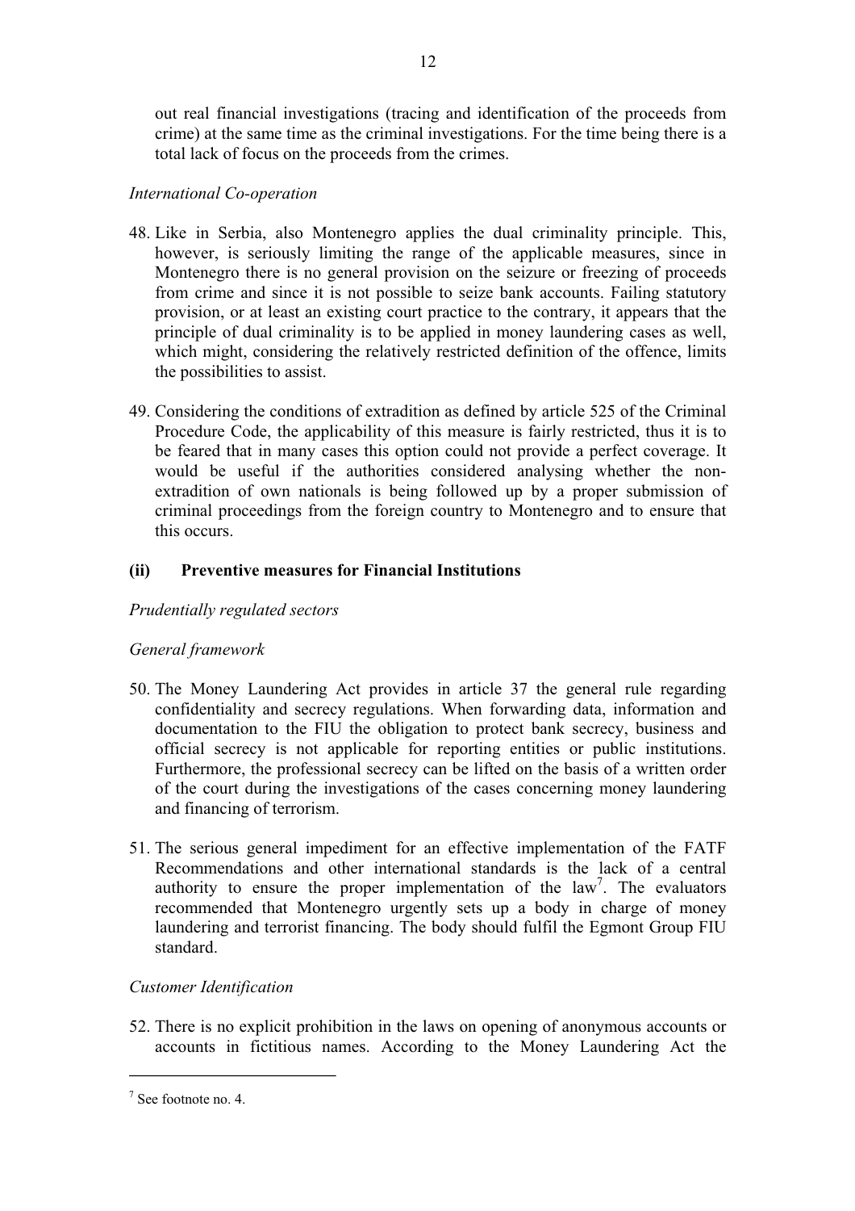out real financial investigations (tracing and identification of the proceeds from crime) at the same time as the criminal investigations. For the time being there is a total lack of focus on the proceeds from the crimes.

*International Co-operation*

48. Like in Serbia, also Montenegro applies the dual criminality principle. This, however, is seriously limiting the range of the applicable measures, since in Montenegro there is no general provision on the seizure or freezing of proceeds from crime and since it is not possible to seize bank accounts. Failing statutory provision, or at least an existing court practice to the contrary, it appears that the principle of dual criminality is to be applied in money laundering cases as well, which might, considering the relatively restricted definition of the offence, limits the possibilities to assist.

49. Considering the conditions of extradition as defined by article 525 of the Criminal Procedure Code, the applicability of this measure is fairly restricted, thus it is to be feared that in many cases this option could not provide a perfect coverage. It would be useful if the authorities considered analysing whether the non-extradition of own nationals is being followed up by a proper submission of criminal proceedings from the foreign country to Montenegro and to ensure that this occurs.

### (ii) Preventive measures for Financial Institutions

*Prudentially regulated sectors*

*General framework*

50. The Money Laundering Act provides in article 37 the general rule regarding confidentiality and secrecy regulations. When forwarding data, information and documentation to the FIU the obligation to protect bank secrecy, business and official secrecy is not applicable for reporting entities or public institutions. Furthermore, the professional secrecy can be lifted on the basis of a written order of the court during the investigations of the cases concerning money laundering and financing of terrorism.

51. The serious general impediment for an effective implementation of the FATF Recommendations and other international standards is the lack of a central authority to ensure the proper implementation of the law[7]. The evaluators recommended that Montenegro urgently sets up a body in charge of money laundering and terrorist financing. The body should fulfil the Egmont Group FIU standard.

*Customer Identification*

52. There is no explicit prohibition in the laws on opening of anonymous accounts or accounts in fictitious names. According to the Money Laundering Act the

[7] See footnote no. 4.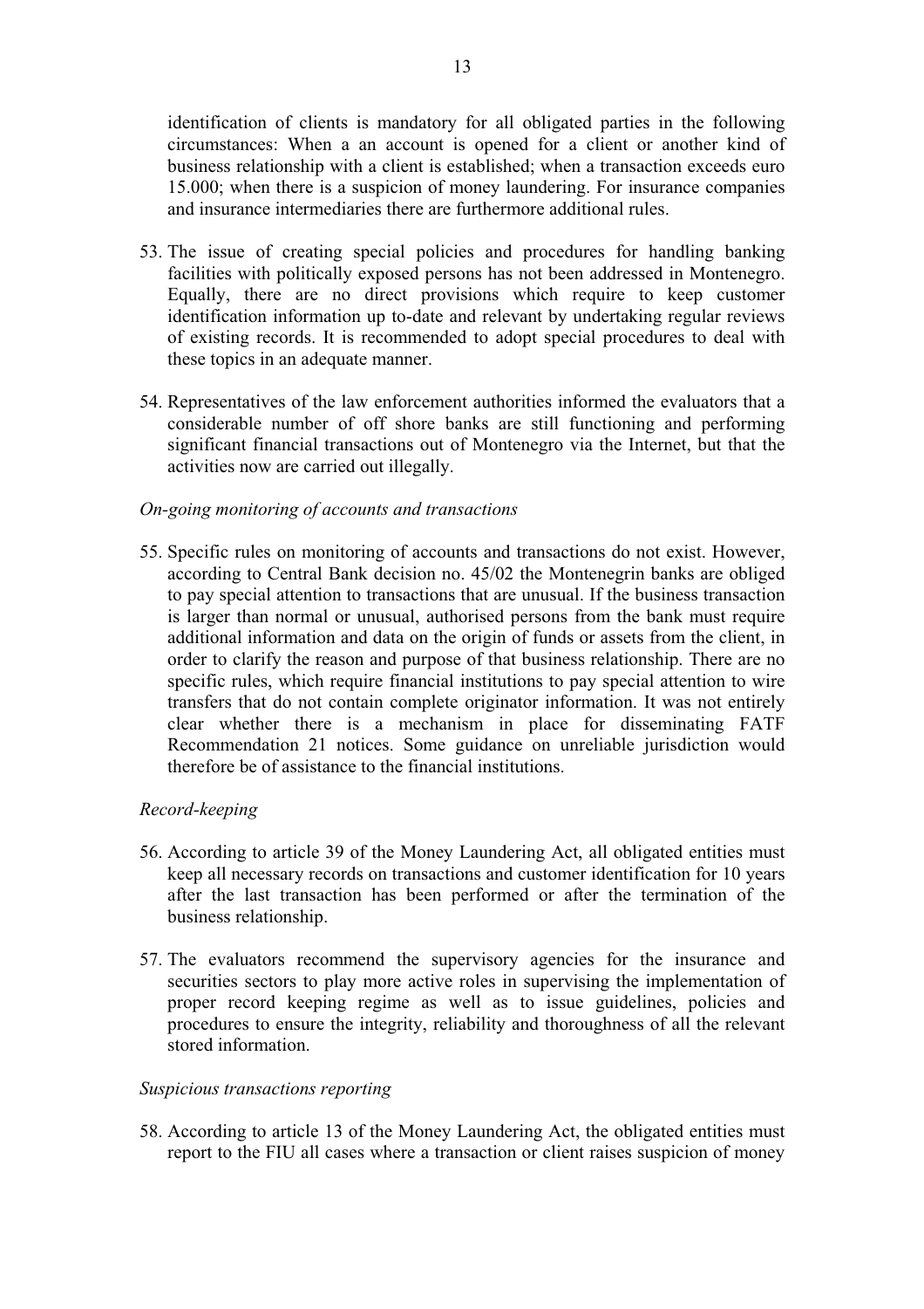identification of clients is mandatory for all obligated parties in the following circumstances: When a an account is opened for a client or another kind of business relationship with a client is established; when a transaction exceeds euro 15.000; when there is a suspicion of money laundering. For insurance companies and insurance intermediaries there are furthermore additional rules.

53. The issue of creating special policies and procedures for handling banking facilities with politically exposed persons has not been addressed in Montenegro. Equally, there are no direct provisions which require to keep customer identification information up to-date and relevant by undertaking regular reviews of existing records. It is recommended to adopt special procedures to deal with these topics in an adequate manner.

54. Representatives of the law enforcement authorities informed the evaluators that a considerable number of off shore banks are still functioning and performing significant financial transactions out of Montenegro via the Internet, but that the activities now are carried out illegally.

*On-going monitoring of accounts and transactions*

55. Specific rules on monitoring of accounts and transactions do not exist. However, according to Central Bank decision no. 45/02 the Montenegrin banks are obliged to pay special attention to transactions that are unusual. If the business transaction is larger than normal or unusual, authorised persons from the bank must require additional information and data on the origin of funds or assets from the client, in order to clarify the reason and purpose of that business relationship. There are no specific rules, which require financial institutions to pay special attention to wire transfers that do not contain complete originator information. It was not entirely clear whether there is a mechanism in place for disseminating FATF Recommendation 21 notices. Some guidance on unreliable jurisdiction would therefore be of assistance to the financial institutions.

*Record-keeping*

56. According to article 39 of the Money Laundering Act, all obligated entities must keep all necessary records on transactions and customer identification for 10 years after the last transaction has been performed or after the termination of the business relationship.

57. The evaluators recommend the supervisory agencies for the insurance and securities sectors to play more active roles in supervising the implementation of proper record keeping regime as well as to issue guidelines, policies and procedures to ensure the integrity, reliability and thoroughness of all the relevant stored information.

*Suspicious transactions reporting*

58. According to article 13 of the Money Laundering Act, the obligated entities must report to the FIU all cases where a transaction or client raises suspicion of money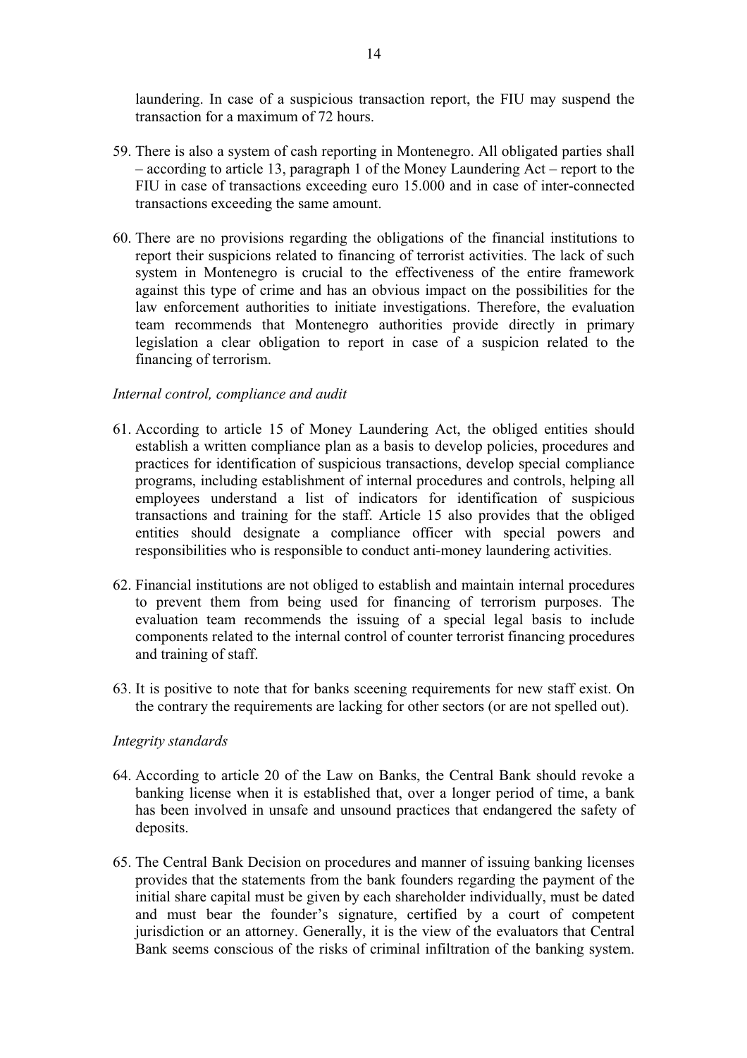laundering. In case of a suspicious transaction report, the FIU may suspend the transaction for a maximum of 72 hours.

59. There is also a system of cash reporting in Montenegro. All obligated parties shall – according to article 13, paragraph 1 of the Money Laundering Act – report to the FIU in case of transactions exceeding euro 15.000 and in case of inter-connected transactions exceeding the same amount.

60. There are no provisions regarding the obligations of the financial institutions to report their suspicions related to financing of terrorist activities. The lack of such system in Montenegro is crucial to the effectiveness of the entire framework against this type of crime and has an obvious impact on the possibilities for the law enforcement authorities to initiate investigations. Therefore, the evaluation team recommends that Montenegro authorities provide directly in primary legislation a clear obligation to report in case of a suspicion related to the financing of terrorism.

*Internal control, compliance and audit*

61. According to article 15 of Money Laundering Act, the obliged entities should establish a written compliance plan as a basis to develop policies, procedures and practices for identification of suspicious transactions, develop special compliance programs, including establishment of internal procedures and controls, helping all employees understand a list of indicators for identification of suspicious transactions and training for the staff. Article 15 also provides that the obliged entities should designate a compliance officer with special powers and responsibilities who is responsible to conduct anti-money laundering activities.

62. Financial institutions are not obliged to establish and maintain internal procedures to prevent them from being used for financing of terrorism purposes. The evaluation team recommends the issuing of a special legal basis to include components related to the internal control of counter terrorist financing procedures and training of staff.

63. It is positive to note that for banks sceening requirements for new staff exist. On the contrary the requirements are lacking for other sectors (or are not spelled out).

*Integrity standards*

64. According to article 20 of the Law on Banks, the Central Bank should revoke a banking license when it is established that, over a longer period of time, a bank has been involved in unsafe and unsound practices that endangered the safety of deposits.

65. The Central Bank Decision on procedures and manner of issuing banking licenses provides that the statements from the bank founders regarding the payment of the initial share capital must be given by each shareholder individually, must be dated and must bear the founder's signature, certified by a court of competent jurisdiction or an attorney. Generally, it is the view of the evaluators that Central Bank seems conscious of the risks of criminal infiltration of the banking system.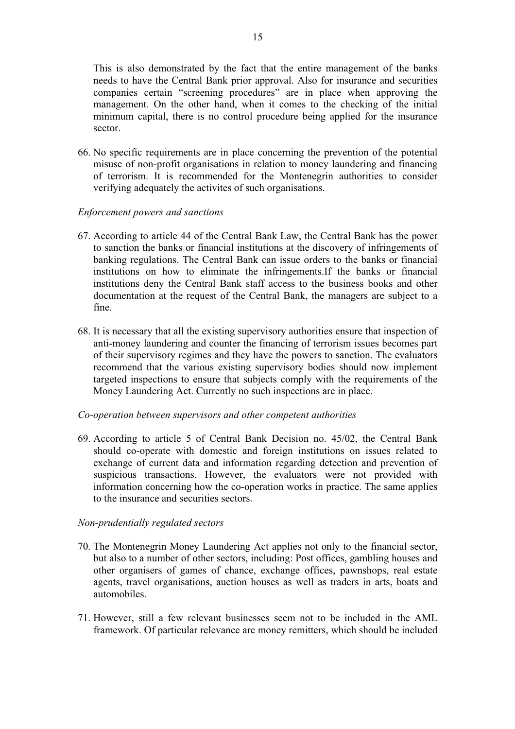This is also demonstrated by the fact that the entire management of the banks needs to have the Central Bank prior approval. Also for insurance and securities companies certain "screening procedures" are in place when approving the management. On the other hand, when it comes to the checking of the initial minimum capital, there is no control procedure being applied for the insurance sector.

66. No specific requirements are in place concerning the prevention of the potential misuse of non-profit organisations in relation to money laundering and financing of terrorism. It is recommended for the Montenegrin authorities to consider verifying adequately the activites of such organisations.

*Enforcement powers and sanctions*

67. According to article 44 of the Central Bank Law, the Central Bank has the power to sanction the banks or financial institutions at the discovery of infringements of banking regulations. The Central Bank can issue orders to the banks or financial institutions on how to eliminate the infringements.If the banks or financial institutions deny the Central Bank staff access to the business books and other documentation at the request of the Central Bank, the managers are subject to a fine.

68. It is necessary that all the existing supervisory authorities ensure that inspection of anti-money laundering and counter the financing of terrorism issues becomes part of their supervisory regimes and they have the powers to sanction. The evaluators recommend that the various existing supervisory bodies should now implement targeted inspections to ensure that subjects comply with the requirements of the Money Laundering Act. Currently no such inspections are in place.

*Co-operation between supervisors and other competent authorities*

69. According to article 5 of Central Bank Decision no. 45/02, the Central Bank should co-operate with domestic and foreign institutions on issues related to exchange of current data and information regarding detection and prevention of suspicious transactions. However, the evaluators were not provided with information concerning how the co-operation works in practice. The same applies to the insurance and securities sectors.

*Non-prudentially regulated sectors*

70. The Montenegrin Money Laundering Act applies not only to the financial sector, but also to a number of other sectors, including: Post offices, gambling houses and other organisers of games of chance, exchange offices, pawnshops, real estate agents, travel organisations, auction houses as well as traders in arts, boats and automobiles.

71. However, still a few relevant businesses seem not to be included in the AML framework. Of particular relevance are money remitters, which should be included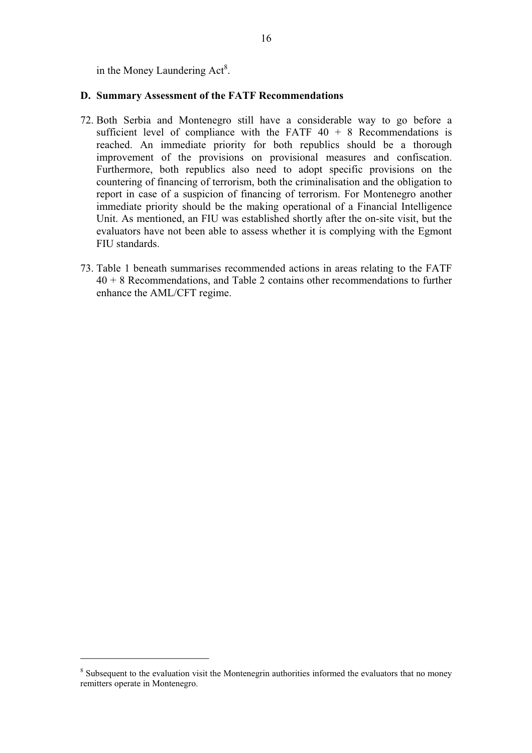in the Money Laundering Act[8].

## D. Summary Assessment of the FATF Recommendations

72. Both Serbia and Montenegro still have a considerable way to go before a sufficient level of compliance with the FATF 40 + 8 Recommendations is reached. An immediate priority for both republics should be a thorough improvement of the provisions on provisional measures and confiscation. Furthermore, both republics also need to adopt specific provisions on the countering of financing of terrorism, both the criminalisation and the obligation to report in case of a suspicion of financing of terrorism. For Montenegro another immediate priority should be the making operational of a Financial Intelligence Unit. As mentioned, an FIU was established shortly after the on-site visit, but the evaluators have not been able to assess whether it is complying with the Egmont FIU standards.

73. Table 1 beneath summarises recommended actions in areas relating to the FATF 40 + 8 Recommendations, and Table 2 contains other recommendations to further enhance the AML/CFT regime.

---

[8] Subsequent to the evaluation visit the Montenegrin authorities informed the evaluators that no money remitters operate in Montenegro.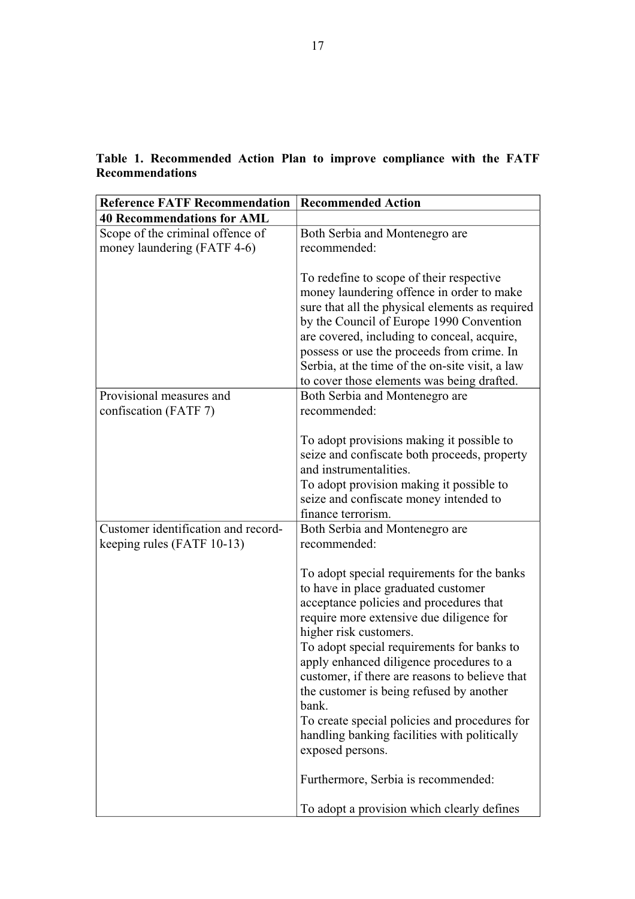**Table 1. Recommended Action Plan to improve compliance with the FATF Recommendations**

| Reference FATF Recommendation | Recommended Action |
|---|---|
| **40 Recommendations for AML** | |
| Scope of the criminal offence of money laundering (FATF 4-6) | Both Serbia and Montenegro are recommended:<br><br>To redefine to scope of their respective money laundering offence in order to make sure that all the physical elements as required by the Council of Europe 1990 Convention are covered, including to conceal, acquire, possess or use the proceeds from crime. In Serbia, at the time of the on-site visit, a law to cover those elements was being drafted. |
| Provisional measures and confiscation (FATF 7) | Both Serbia and Montenegro are recommended:<br><br>To adopt provisions making it possible to seize and confiscate both proceeds, property and instrumentalities.<br>To adopt provision making it possible to seize and confiscate money intended to finance terrorism. |
| Customer identification and record-keeping rules (FATF 10-13) | Both Serbia and Montenegro are recommended:<br><br>To adopt special requirements for the banks to have in place graduated customer acceptance policies and procedures that require more extensive due diligence for higher risk customers.<br>To adopt special requirements for banks to apply enhanced diligence procedures to a customer, if there are reasons to believe that the customer is being refused by another bank.<br>To create special policies and procedures for handling banking facilities with politically exposed persons.<br><br>Furthermore, Serbia is recommended:<br><br>To adopt a provision which clearly defines |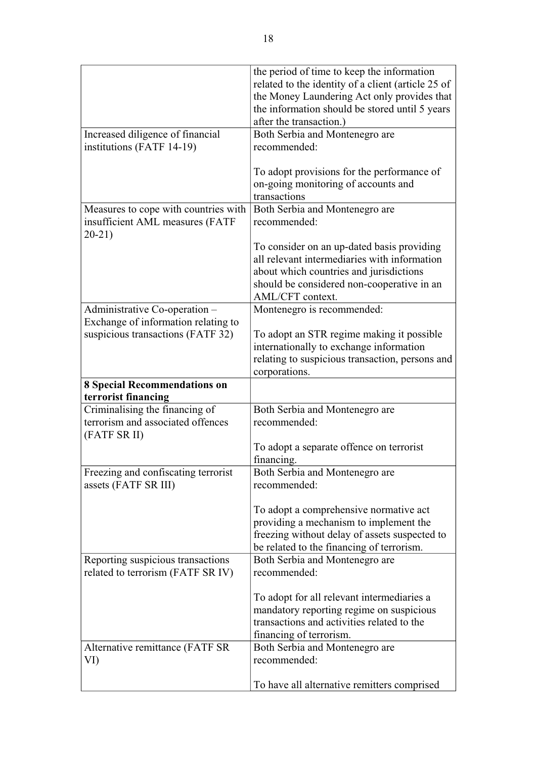| | |
|---|---|
| | the period of time to keep the information related to the identity of a client (article 25 of the Money Laundering Act only provides that the information should be stored until 5 years after the transaction.) |
| Increased diligence of financial institutions (FATF 14-19) | Both Serbia and Montenegro are recommended:<br><br>To adopt provisions for the performance of on-going monitoring of accounts and transactions |
| Measures to cope with countries with insufficient AML measures (FATF 20-21) | Both Serbia and Montenegro are recommended:<br><br>To consider on an up-dated basis providing all relevant intermediaries with information about which countries and jurisdictions should be considered non-cooperative in an AML/CFT context. |
| Administrative Co-operation – Exchange of information relating to suspicious transactions (FATF 32) | Montenegro is recommended:<br><br>To adopt an STR regime making it possible internationally to exchange information relating to suspicious transaction, persons and corporations. |
| **8 Special Recommendations on terrorist financing** | |
| Criminalising the financing of terrorism and associated offences (FATF SR II) | Both Serbia and Montenegro are recommended:<br><br>To adopt a separate offence on terrorist financing. |
| Freezing and confiscating terrorist assets (FATF SR III) | Both Serbia and Montenegro are recommended:<br><br>To adopt a comprehensive normative act providing a mechanism to implement the freezing without delay of assets suspected to be related to the financing of terrorism. |
| Reporting suspicious transactions related to terrorism (FATF SR IV) | Both Serbia and Montenegro are recommended:<br><br>To adopt for all relevant intermediaries a mandatory reporting regime on suspicious transactions and activities related to the financing of terrorism. |
| Alternative remittance (FATF SR VI) | Both Serbia and Montenegro are recommended:<br><br>To have all alternative remitters comprised |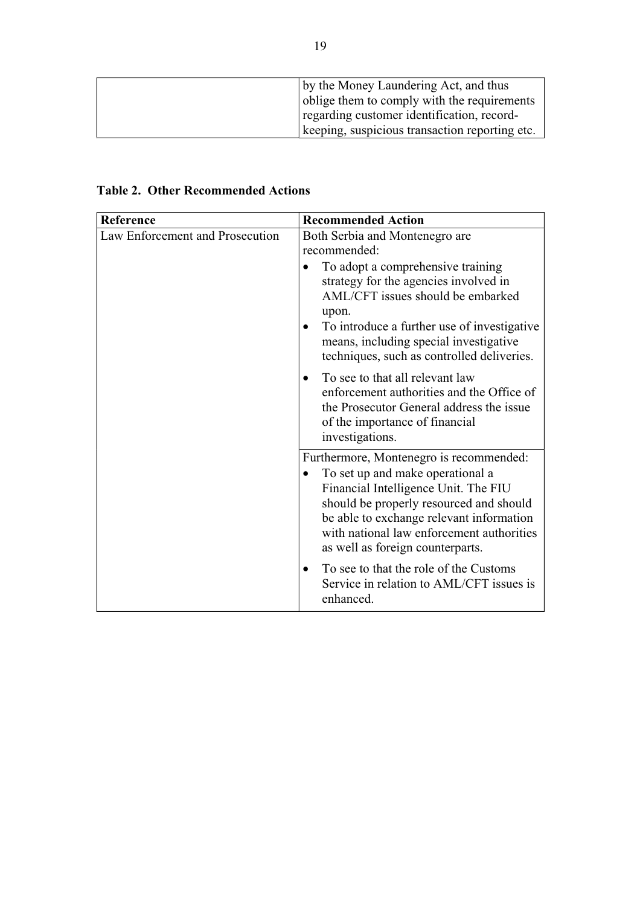| | |
|---|---|
| | by the Money Laundering Act, and thus oblige them to comply with the requirements regarding customer identification, record-keeping, suspicious transaction reporting etc. |

**Table 2. Other Recommended Actions**

| Reference | Recommended Action |
|---|---|
| Law Enforcement and Prosecution | Both Serbia and Montenegro are recommended:<br>• To adopt a comprehensive training strategy for the agencies involved in AML/CFT issues should be embarked upon.<br>• To introduce a further use of investigative means, including special investigative techniques, such as controlled deliveries.<br>• To see to that all relevant law enforcement authorities and the Office of the Prosecutor General address the issue of the importance of financial investigations. |
| | Furthermore, Montenegro is recommended:<br>• To set up and make operational a Financial Intelligence Unit. The FIU should be properly resourced and should be able to exchange relevant information with national law enforcement authorities as well as foreign counterparts.<br>• To see to that the role of the Customs Service in relation to AML/CFT issues is enhanced. |